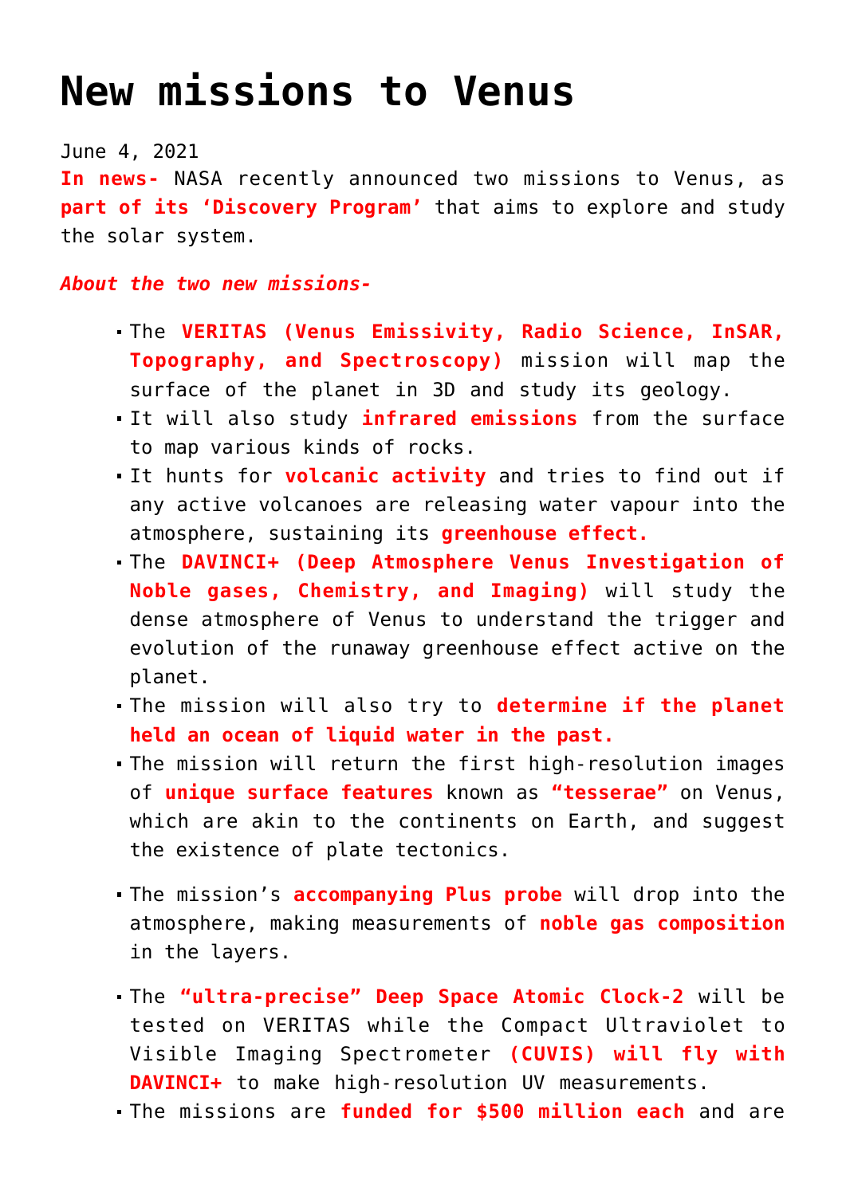# New missions to Venus

June 4, 2021

**In news-** NASA recently announced two missions to Venus, as **part of its 'Discovery Program'** that aims to explore and study the solar system.

***About the two new missions-***

- The **VERITAS (Venus Emissivity, Radio Science, InSAR, Topography, and Spectroscopy)** mission will map the surface of the planet in 3D and study its geology.
- It will also study **infrared emissions** from the surface to map various kinds of rocks.
- It hunts for **volcanic activity** and tries to find out if any active volcanoes are releasing water vapour into the atmosphere, sustaining its **greenhouse effect.**
- The **DAVINCI+ (Deep Atmosphere Venus Investigation of Noble gases, Chemistry, and Imaging)** will study the dense atmosphere of Venus to understand the trigger and evolution of the runaway greenhouse effect active on the planet.
- The mission will also try to **determine if the planet held an ocean of liquid water in the past.**
- The mission will return the first high-resolution images of **unique surface features** known as **"tesserae"** on Venus, which are akin to the continents on Earth, and suggest the existence of plate tectonics.
- The mission's **accompanying Plus probe** will drop into the atmosphere, making measurements of **noble gas composition** in the layers.
- The **"ultra-precise" Deep Space Atomic Clock-2** will be tested on VERITAS while the Compact Ultraviolet to Visible Imaging Spectrometer **(CUVIS) will fly with DAVINCI+** to make high-resolution UV measurements.
- The missions are **funded for $500 million each** and are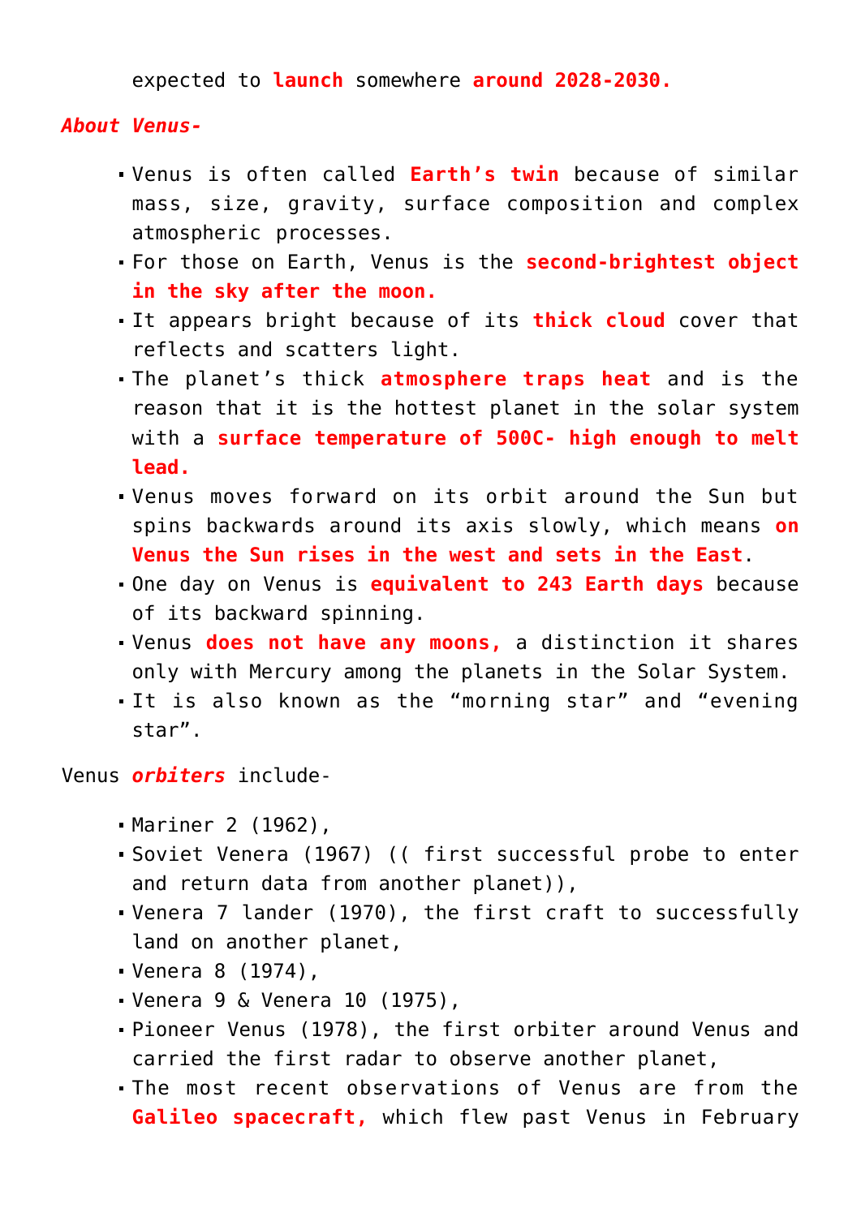expected to **launch** somewhere **around 2028-2030.**

***About Venus-***

- Venus is often called **Earth's twin** because of similar mass, size, gravity, surface composition and complex atmospheric processes.
- For those on Earth, Venus is the **second-brightest object in the sky after the moon.**
- It appears bright because of its **thick cloud** cover that reflects and scatters light.
- The planet's thick **atmosphere traps heat** and is the reason that it is the hottest planet in the solar system with a **surface temperature of 500C- high enough to melt lead.**
- Venus moves forward on its orbit around the Sun but spins backwards around its axis slowly, which means **on Venus the Sun rises in the west and sets in the East**.
- One day on Venus is **equivalent to 243 Earth days** because of its backward spinning.
- Venus **does not have any moons,** a distinction it shares only with Mercury among the planets in the Solar System.
- It is also known as the "morning star" and "evening star".

Venus ***orbiters*** include-

- Mariner 2 (1962),
- Soviet Venera (1967) (( first successful probe to enter and return data from another planet)),
- Venera 7 lander (1970), the first craft to successfully land on another planet,
- Venera 8 (1974),
- Venera 9 & Venera 10 (1975),
- Pioneer Venus (1978), the first orbiter around Venus and carried the first radar to observe another planet,
- The most recent observations of Venus are from the **Galileo spacecraft,** which flew past Venus in February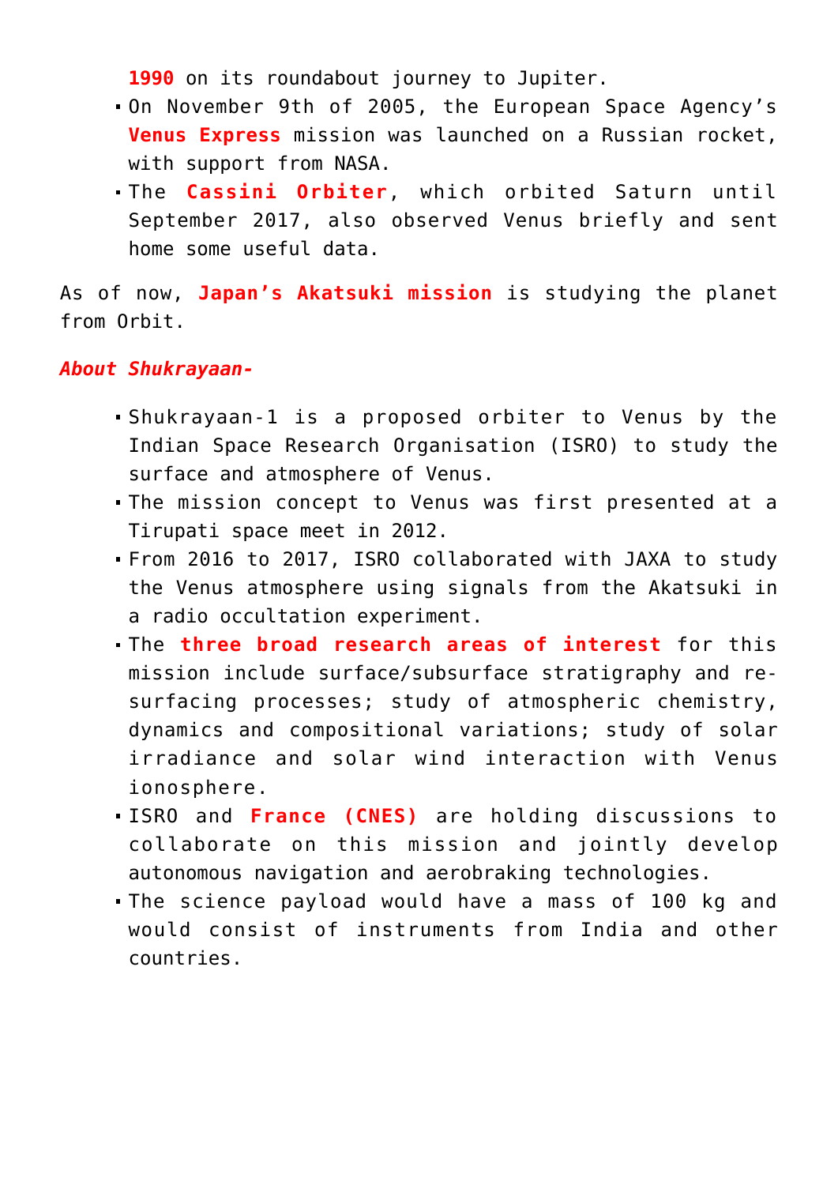**1990** on its roundabout journey to Jupiter.

- On November 9th of 2005, the European Space Agency's **Venus Express** mission was launched on a Russian rocket, with support from NASA.
- The **Cassini Orbiter**, which orbited Saturn until September 2017, also observed Venus briefly and sent home some useful data.

As of now, **Japan's Akatsuki mission** is studying the planet from Orbit.

***About Shukrayaan-***

- Shukrayaan-1 is a proposed orbiter to Venus by the Indian Space Research Organisation (ISRO) to study the surface and atmosphere of Venus.
- The mission concept to Venus was first presented at a Tirupati space meet in 2012.
- From 2016 to 2017, ISRO collaborated with JAXA to study the Venus atmosphere using signals from the Akatsuki in a radio occultation experiment.
- The **three broad research areas of interest** for this mission include surface/subsurface stratigraphy and re-surfacing processes; study of atmospheric chemistry, dynamics and compositional variations; study of solar irradiance and solar wind interaction with Venus ionosphere.
- ISRO and **France (CNES)** are holding discussions to collaborate on this mission and jointly develop autonomous navigation and aerobraking technologies.
- The science payload would have a mass of 100 kg and would consist of instruments from India and other countries.